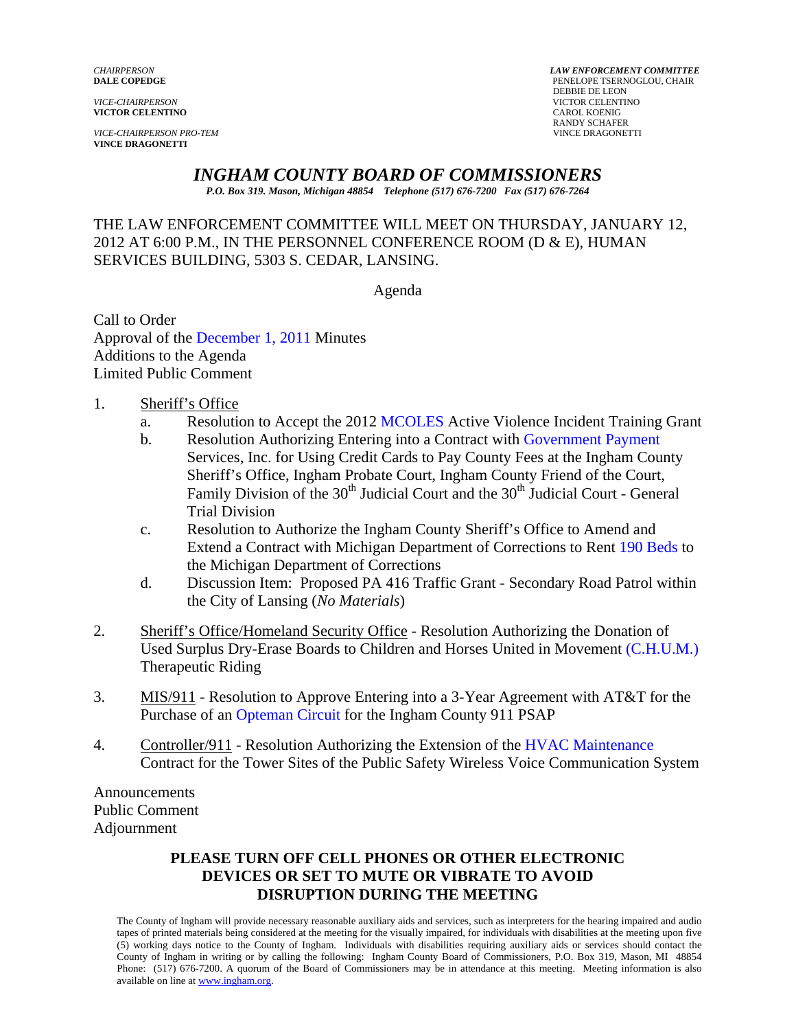*CHAIRPERSON*
**DALE COPEDGE**

*VICE-CHAIRPERSON*
**VICTOR CELENTINO**

*VICE-CHAIRPERSON PRO-TEM*
**VINCE DRAGONETTI**

***LAW ENFORCEMENT COMMITTEE***
PENELOPE TSERNOGLOU, CHAIR
DEBBIE DE LEON
VICTOR CELENTINO
CAROL KOENIG
RANDY SCHAFER
VINCE DRAGONETTI

# *INGHAM COUNTY BOARD OF COMMISSIONERS*

***P.O. Box 319. Mason, Michigan 48854 Telephone (517) 676-7200 Fax (517) 676-7264***

THE LAW ENFORCEMENT COMMITTEE WILL MEET ON THURSDAY, JANUARY 12, 2012 AT 6:00 P.M., IN THE PERSONNEL CONFERENCE ROOM (D & E), HUMAN SERVICES BUILDING, 5303 S. CEDAR, LANSING.

Agenda

Call to Order
Approval of the December 1, 2011 Minutes
Additions to the Agenda
Limited Public Comment

1. Sheriff's Office
   a. Resolution to Accept the 2012 MCOLES Active Violence Incident Training Grant
   b. Resolution Authorizing Entering into a Contract with Government Payment Services, Inc. for Using Credit Cards to Pay County Fees at the Ingham County Sheriff's Office, Ingham Probate Court, Ingham County Friend of the Court, Family Division of the 30th Judicial Court and the 30th Judicial Court - General Trial Division
   c. Resolution to Authorize the Ingham County Sheriff's Office to Amend and Extend a Contract with Michigan Department of Corrections to Rent 190 Beds to the Michigan Department of Corrections
   d. Discussion Item: Proposed PA 416 Traffic Grant - Secondary Road Patrol within the City of Lansing (*No Materials*)

2. Sheriff's Office/Homeland Security Office - Resolution Authorizing the Donation of Used Surplus Dry-Erase Boards to Children and Horses United in Movement (C.H.U.M.) Therapeutic Riding

3. MIS/911 - Resolution to Approve Entering into a 3-Year Agreement with AT&T for the Purchase of an Opteman Circuit for the Ingham County 911 PSAP

4. Controller/911 - Resolution Authorizing the Extension of the HVAC Maintenance Contract for the Tower Sites of the Public Safety Wireless Voice Communication System

Announcements
Public Comment
Adjournment

**PLEASE TURN OFF CELL PHONES OR OTHER ELECTRONIC DEVICES OR SET TO MUTE OR VIBRATE TO AVOID DISRUPTION DURING THE MEETING**

The County of Ingham will provide necessary reasonable auxiliary aids and services, such as interpreters for the hearing impaired and audio tapes of printed materials being considered at the meeting for the visually impaired, for individuals with disabilities at the meeting upon five (5) working days notice to the County of Ingham. Individuals with disabilities requiring auxiliary aids or services should contact the County of Ingham in writing or by calling the following: Ingham County Board of Commissioners, P.O. Box 319, Mason, MI 48854 Phone: (517) 676-7200. A quorum of the Board of Commissioners may be in attendance at this meeting. Meeting information is also available on line at www.ingham.org.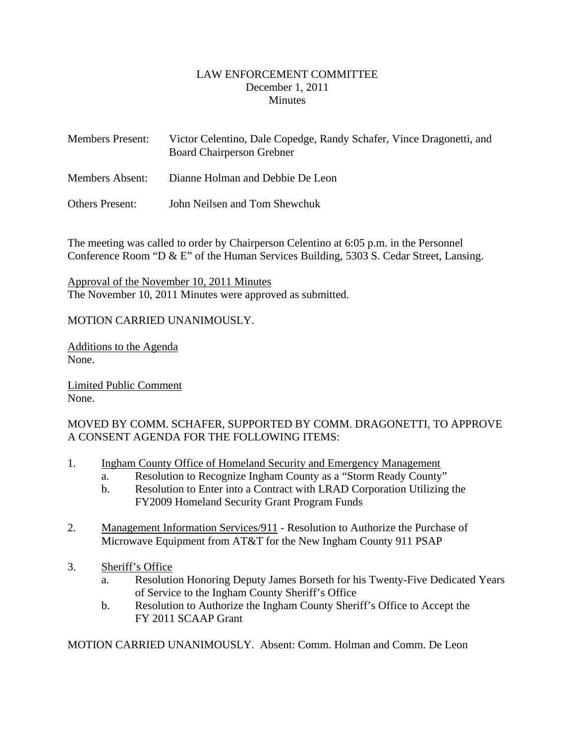LAW ENFORCEMENT COMMITTEE
December 1, 2011
Minutes

Members Present: Victor Celentino, Dale Copedge, Randy Schafer, Vince Dragonetti, and Board Chairperson Grebner

Members Absent: Dianne Holman and Debbie De Leon

Others Present: John Neilsen and Tom Shewchuk

The meeting was called to order by Chairperson Celentino at 6:05 p.m. in the Personnel Conference Room "D & E" of the Human Services Building, 5303 S. Cedar Street, Lansing.

Approval of the November 10, 2011 Minutes
The November 10, 2011 Minutes were approved as submitted.

MOTION CARRIED UNANIMOUSLY.

Additions to the Agenda
None.

Limited Public Comment
None.

MOVED BY COMM. SCHAFER, SUPPORTED BY COMM. DRAGONETTI, TO APPROVE A CONSENT AGENDA FOR THE FOLLOWING ITEMS:

1. Ingham County Office of Homeland Security and Emergency Management
   a. Resolution to Recognize Ingham County as a "Storm Ready County"
   b. Resolution to Enter into a Contract with LRAD Corporation Utilizing the FY2009 Homeland Security Grant Program Funds

2. Management Information Services/911 - Resolution to Authorize the Purchase of Microwave Equipment from AT&T for the New Ingham County 911 PSAP

3. Sheriff's Office
   a. Resolution Honoring Deputy James Borseth for his Twenty-Five Dedicated Years of Service to the Ingham County Sheriff's Office
   b. Resolution to Authorize the Ingham County Sheriff's Office to Accept the FY 2011 SCAAP Grant

MOTION CARRIED UNANIMOUSLY. Absent: Comm. Holman and Comm. De Leon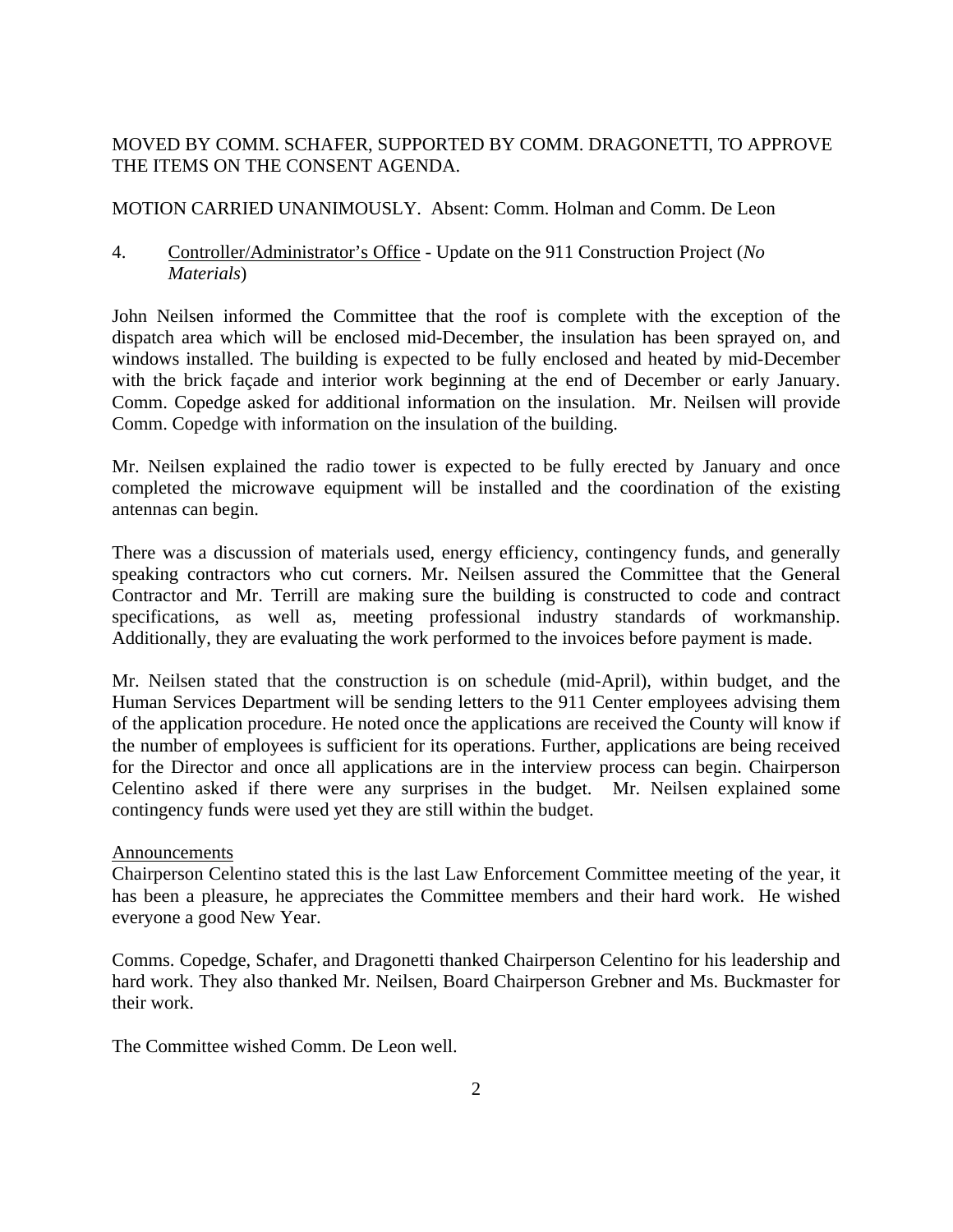MOVED BY COMM. SCHAFER, SUPPORTED BY COMM. DRAGONETTI, TO APPROVE THE ITEMS ON THE CONSENT AGENDA.

MOTION CARRIED UNANIMOUSLY. Absent: Comm. Holman and Comm. De Leon

4. Controller/Administrator's Office - Update on the 911 Construction Project (*No Materials*)

John Neilsen informed the Committee that the roof is complete with the exception of the dispatch area which will be enclosed mid-December, the insulation has been sprayed on, and windows installed. The building is expected to be fully enclosed and heated by mid-December with the brick façade and interior work beginning at the end of December or early January. Comm. Copedge asked for additional information on the insulation. Mr. Neilsen will provide Comm. Copedge with information on the insulation of the building.

Mr. Neilsen explained the radio tower is expected to be fully erected by January and once completed the microwave equipment will be installed and the coordination of the existing antennas can begin.

There was a discussion of materials used, energy efficiency, contingency funds, and generally speaking contractors who cut corners. Mr. Neilsen assured the Committee that the General Contractor and Mr. Terrill are making sure the building is constructed to code and contract specifications, as well as, meeting professional industry standards of workmanship. Additionally, they are evaluating the work performed to the invoices before payment is made.

Mr. Neilsen stated that the construction is on schedule (mid-April), within budget, and the Human Services Department will be sending letters to the 911 Center employees advising them of the application procedure. He noted once the applications are received the County will know if the number of employees is sufficient for its operations. Further, applications are being received for the Director and once all applications are in the interview process can begin. Chairperson Celentino asked if there were any surprises in the budget. Mr. Neilsen explained some contingency funds were used yet they are still within the budget.

Announcements

Chairperson Celentino stated this is the last Law Enforcement Committee meeting of the year, it has been a pleasure, he appreciates the Committee members and their hard work. He wished everyone a good New Year.

Comms. Copedge, Schafer, and Dragonetti thanked Chairperson Celentino for his leadership and hard work. They also thanked Mr. Neilsen, Board Chairperson Grebner and Ms. Buckmaster for their work.

The Committee wished Comm. De Leon well.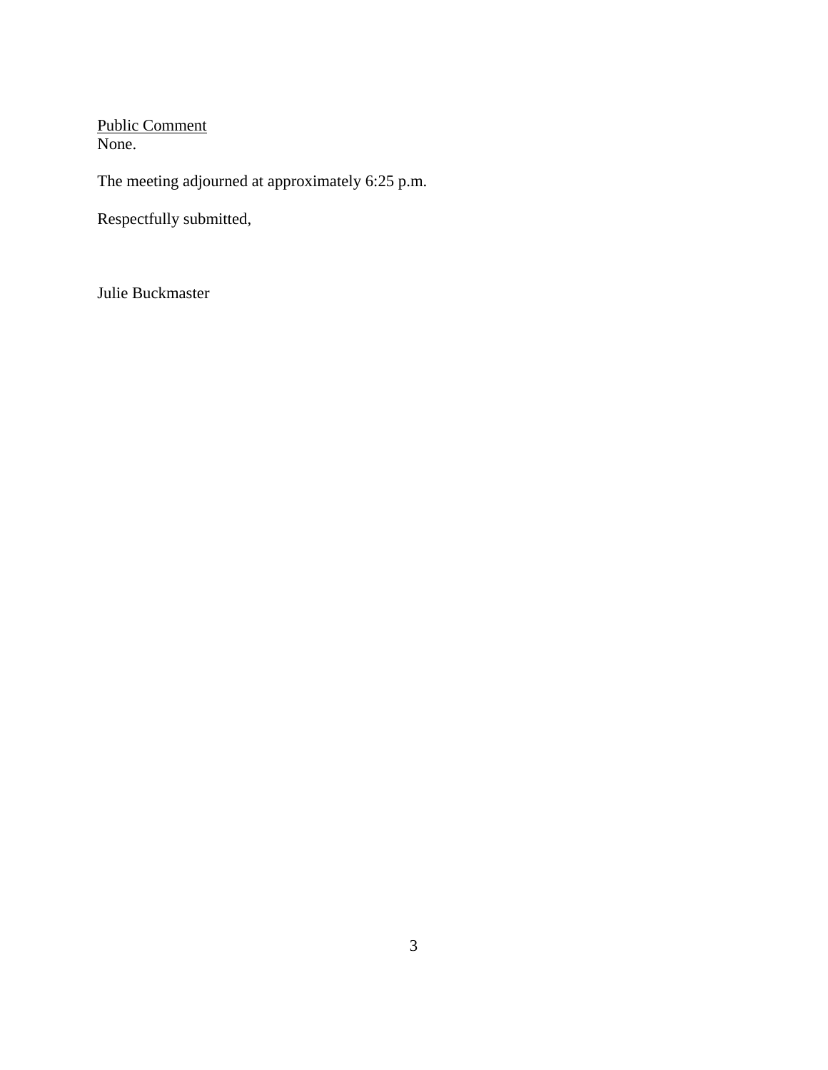<u>Public Comment</u>
None.

The meeting adjourned at approximately 6:25 p.m.

Respectfully submitted,

Julie Buckmaster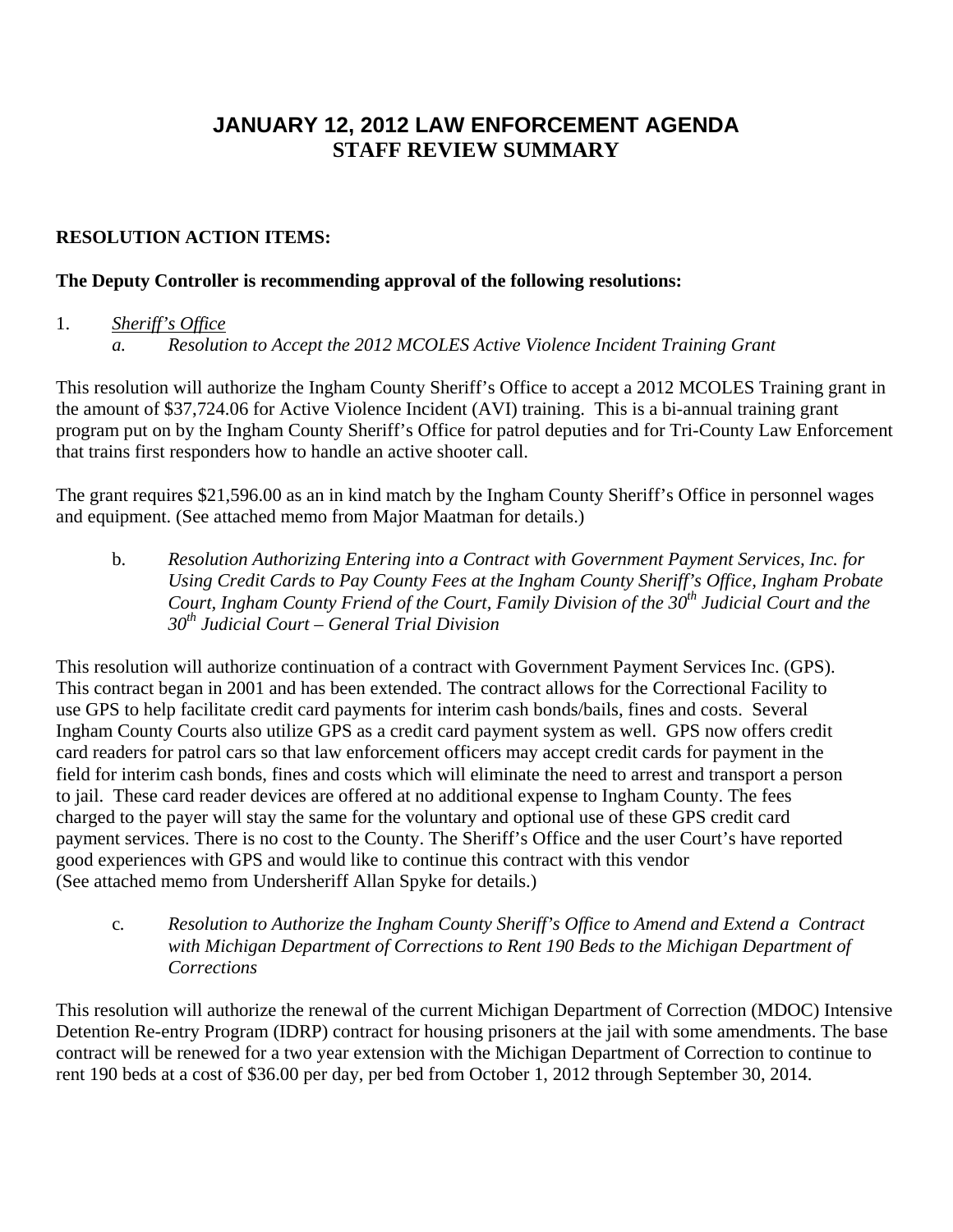# JANUARY 12, 2012 LAW ENFORCEMENT AGENDA
# STAFF REVIEW SUMMARY

**RESOLUTION ACTION ITEMS:**

**The Deputy Controller is recommending approval of the following resolutions:**

1. *Sheriff's Office*
   a. *Resolution to Accept the 2012 MCOLES Active Violence Incident Training Grant*

This resolution will authorize the Ingham County Sheriff's Office to accept a 2012 MCOLES Training grant in the amount of $37,724.06 for Active Violence Incident (AVI) training. This is a bi-annual training grant program put on by the Ingham County Sheriff's Office for patrol deputies and for Tri-County Law Enforcement that trains first responders how to handle an active shooter call.

The grant requires $21,596.00 as an in kind match by the Ingham County Sheriff's Office in personnel wages and equipment. (See attached memo from Major Maatman for details.)

   b. *Resolution Authorizing Entering into a Contract with Government Payment Services, Inc. for Using Credit Cards to Pay County Fees at the Ingham County Sheriff's Office, Ingham Probate Court, Ingham County Friend of the Court, Family Division of the 30th Judicial Court and the 30th Judicial Court – General Trial Division*

This resolution will authorize continuation of a contract with Government Payment Services Inc. (GPS). This contract began in 2001 and has been extended. The contract allows for the Correctional Facility to use GPS to help facilitate credit card payments for interim cash bonds/bails, fines and costs. Several Ingham County Courts also utilize GPS as a credit card payment system as well. GPS now offers credit card readers for patrol cars so that law enforcement officers may accept credit cards for payment in the field for interim cash bonds, fines and costs which will eliminate the need to arrest and transport a person to jail. These card reader devices are offered at no additional expense to Ingham County. The fees charged to the payer will stay the same for the voluntary and optional use of these GPS credit card payment services. There is no cost to the County. The Sheriff's Office and the user Court's have reported good experiences with GPS and would like to continue this contract with this vendor (See attached memo from Undersheriff Allan Spyke for details.)

   c. *Resolution to Authorize the Ingham County Sheriff's Office to Amend and Extend a Contract with Michigan Department of Corrections to Rent 190 Beds to the Michigan Department of Corrections*

This resolution will authorize the renewal of the current Michigan Department of Correction (MDOC) Intensive Detention Re-entry Program (IDRP) contract for housing prisoners at the jail with some amendments. The base contract will be renewed for a two year extension with the Michigan Department of Correction to continue to rent 190 beds at a cost of $36.00 per day, per bed from October 1, 2012 through September 30, 2014.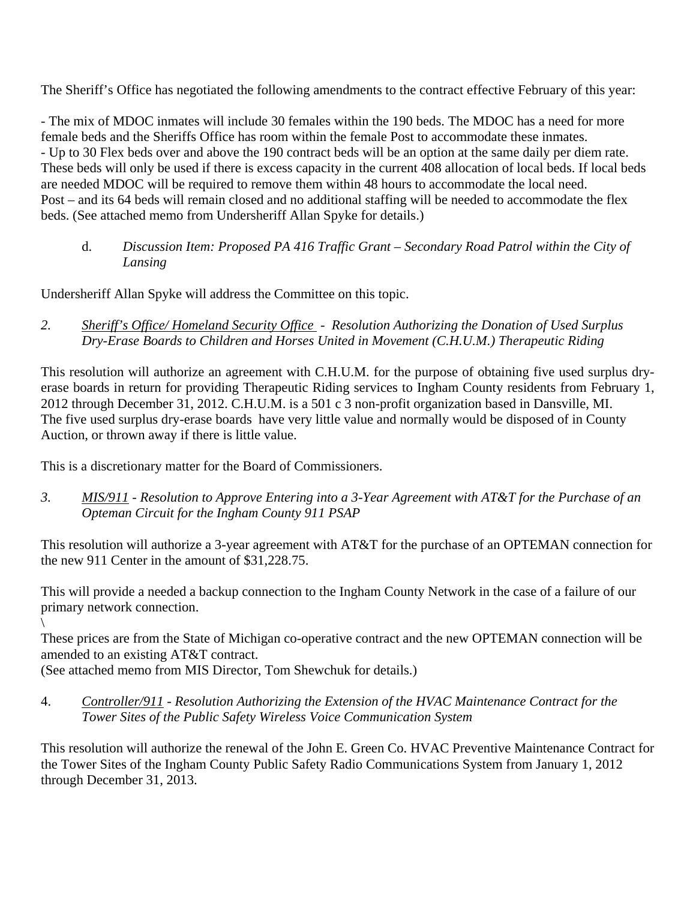The Sheriff's Office has negotiated the following amendments to the contract effective February of this year:

- The mix of MDOC inmates will include 30 females within the 190 beds. The MDOC has a need for more female beds and the Sheriffs Office has room within the female Post to accommodate these inmates.
- Up to 30 Flex beds over and above the 190 contract beds will be an option at the same daily per diem rate. These beds will only be used if there is excess capacity in the current 408 allocation of local beds. If local beds are needed MDOC will be required to remove them within 48 hours to accommodate the local need.

Post – and its 64 beds will remain closed and no additional staffing will be needed to accommodate the flex beds. (See attached memo from Undersheriff Allan Spyke for details.)

d. *Discussion Item: Proposed PA 416 Traffic Grant – Secondary Road Patrol within the City of Lansing*

Undersheriff Allan Spyke will address the Committee on this topic.

2. *Sheriff's Office/ Homeland Security Office - Resolution Authorizing the Donation of Used Surplus Dry-Erase Boards to Children and Horses United in Movement (C.H.U.M.) Therapeutic Riding*

This resolution will authorize an agreement with C.H.U.M. for the purpose of obtaining five used surplus dry-erase boards in return for providing Therapeutic Riding services to Ingham County residents from February 1, 2012 through December 31, 2012. C.H.U.M. is a 501 c 3 non-profit organization based in Dansville, MI. The five used surplus dry-erase boards have very little value and normally would be disposed of in County Auction, or thrown away if there is little value.

This is a discretionary matter for the Board of Commissioners.

3. *MIS/911 - Resolution to Approve Entering into a 3-Year Agreement with AT&T for the Purchase of an Opteman Circuit for the Ingham County 911 PSAP*

This resolution will authorize a 3-year agreement with AT&T for the purchase of an OPTEMAN connection for the new 911 Center in the amount of $31,228.75.

This will provide a needed a backup connection to the Ingham County Network in the case of a failure of our primary network connection.
\
These prices are from the State of Michigan co-operative contract and the new OPTEMAN connection will be amended to an existing AT&T contract.
(See attached memo from MIS Director, Tom Shewchuk for details.)

4. *Controller/911 - Resolution Authorizing the Extension of the HVAC Maintenance Contract for the Tower Sites of the Public Safety Wireless Voice Communication System*

This resolution will authorize the renewal of the John E. Green Co. HVAC Preventive Maintenance Contract for the Tower Sites of the Ingham County Public Safety Radio Communications System from January 1, 2012 through December 31, 2013.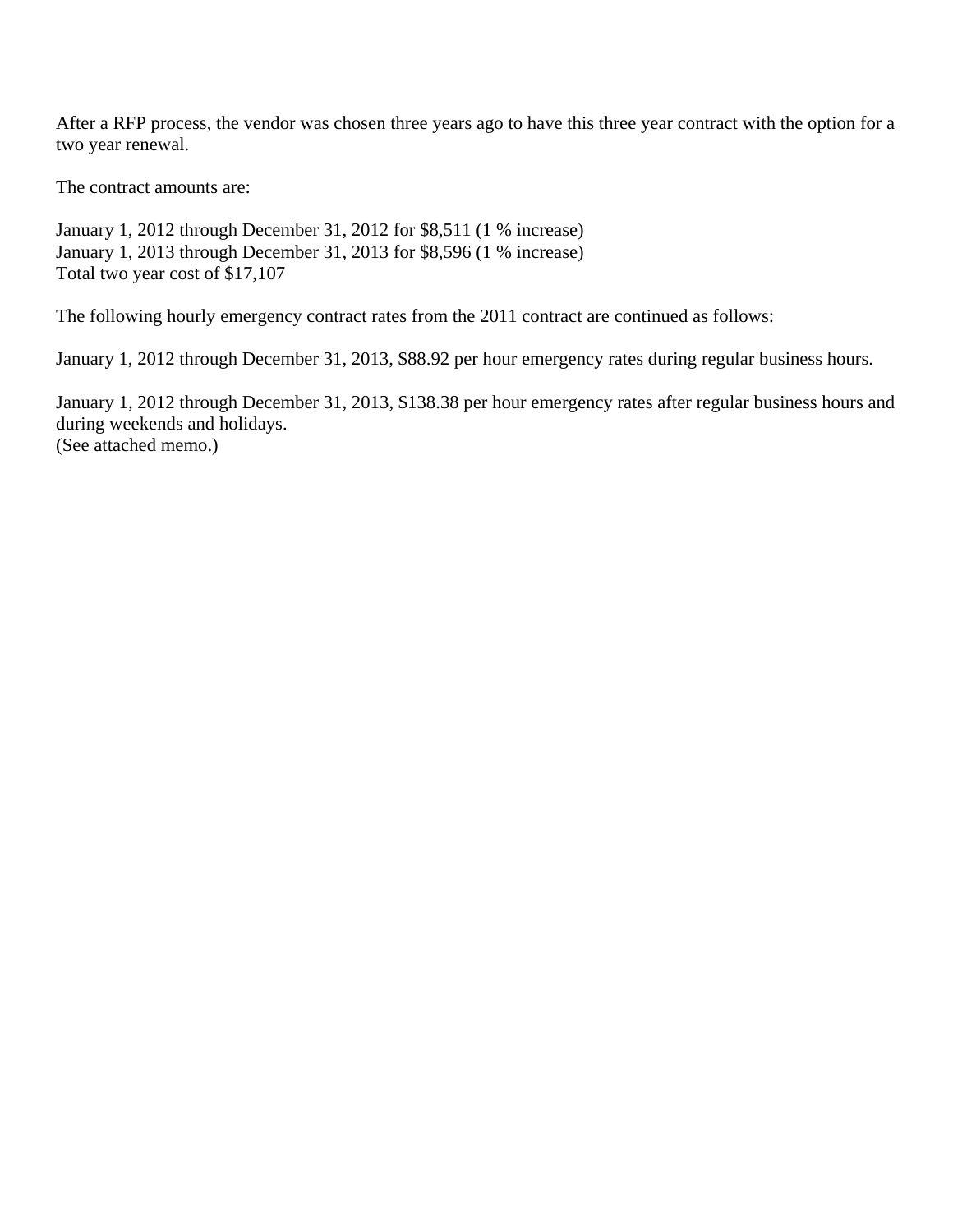After a RFP process, the vendor was chosen three years ago to have this three year contract with the option for a two year renewal.

The contract amounts are:

January 1, 2012 through December 31, 2012 for $8,511 (1 % increase)
January 1, 2013 through December 31, 2013 for $8,596 (1 % increase)
Total two year cost of $17,107

The following hourly emergency contract rates from the 2011 contract are continued as follows:

January 1, 2012 through December 31, 2013, $88.92 per hour emergency rates during regular business hours.

January 1, 2012 through December 31, 2013, $138.38 per hour emergency rates after regular business hours and during weekends and holidays.
(See attached memo.)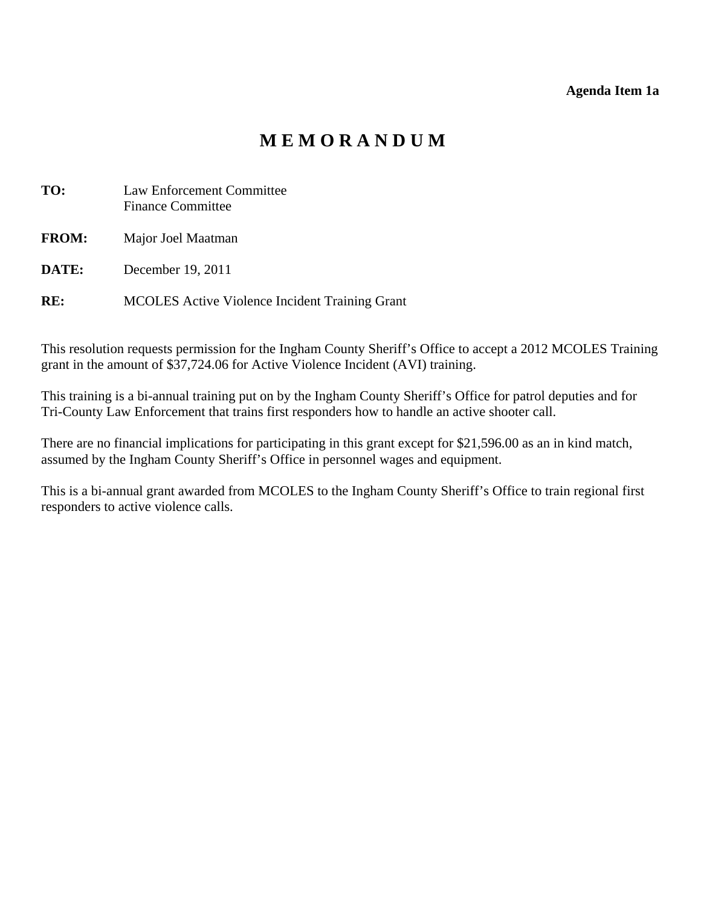**Agenda Item 1a**

# M E M O R A N D U M

**TO:** Law Enforcement Committee
Finance Committee

**FROM:** Major Joel Maatman

**DATE:** December 19, 2011

**RE:** MCOLES Active Violence Incident Training Grant

This resolution requests permission for the Ingham County Sheriff's Office to accept a 2012 MCOLES Training grant in the amount of $37,724.06 for Active Violence Incident (AVI) training.

This training is a bi-annual training put on by the Ingham County Sheriff's Office for patrol deputies and for Tri-County Law Enforcement that trains first responders how to handle an active shooter call.

There are no financial implications for participating in this grant except for $21,596.00 as an in kind match, assumed by the Ingham County Sheriff's Office in personnel wages and equipment.

This is a bi-annual grant awarded from MCOLES to the Ingham County Sheriff's Office to train regional first responders to active violence calls.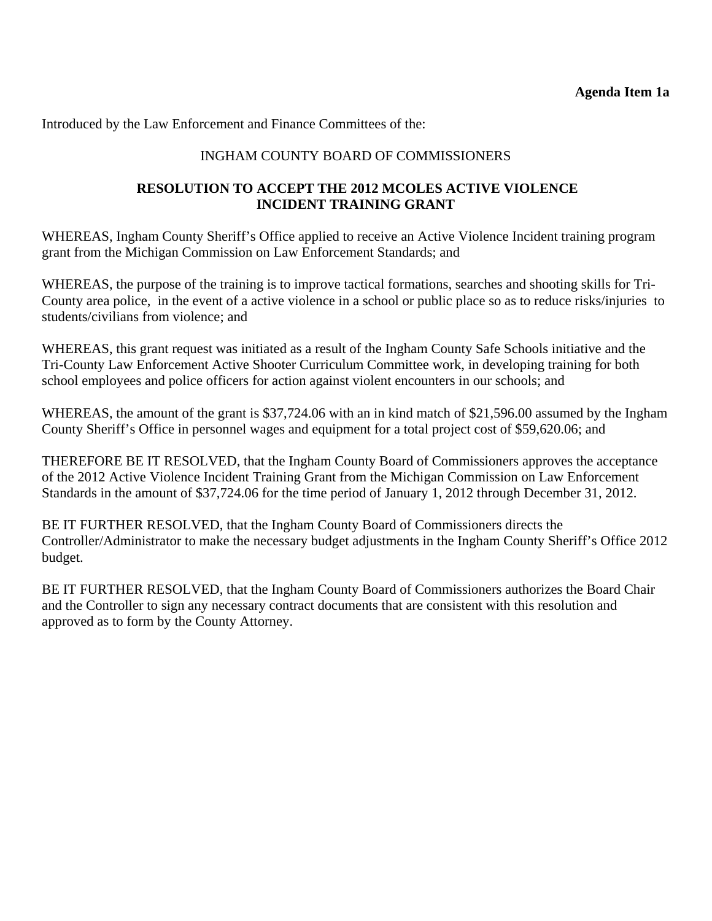**Agenda Item 1a**

Introduced by the Law Enforcement and Finance Committees of the:

INGHAM COUNTY BOARD OF COMMISSIONERS

**RESOLUTION TO ACCEPT THE 2012 MCOLES ACTIVE VIOLENCE INCIDENT TRAINING GRANT**

WHEREAS, Ingham County Sheriff's Office applied to receive an Active Violence Incident training program grant from the Michigan Commission on Law Enforcement Standards; and

WHEREAS, the purpose of the training is to improve tactical formations, searches and shooting skills for Tri-County area police, in the event of a active violence in a school or public place so as to reduce risks/injuries to students/civilians from violence; and

WHEREAS, this grant request was initiated as a result of the Ingham County Safe Schools initiative and the Tri-County Law Enforcement Active Shooter Curriculum Committee work, in developing training for both school employees and police officers for action against violent encounters in our schools; and

WHEREAS, the amount of the grant is $37,724.06 with an in kind match of $21,596.00 assumed by the Ingham County Sheriff's Office in personnel wages and equipment for a total project cost of $59,620.06; and

THEREFORE BE IT RESOLVED, that the Ingham County Board of Commissioners approves the acceptance of the 2012 Active Violence Incident Training Grant from the Michigan Commission on Law Enforcement Standards in the amount of $37,724.06 for the time period of January 1, 2012 through December 31, 2012.

BE IT FURTHER RESOLVED, that the Ingham County Board of Commissioners directs the Controller/Administrator to make the necessary budget adjustments in the Ingham County Sheriff's Office 2012 budget.

BE IT FURTHER RESOLVED, that the Ingham County Board of Commissioners authorizes the Board Chair and the Controller to sign any necessary contract documents that are consistent with this resolution and approved as to form by the County Attorney.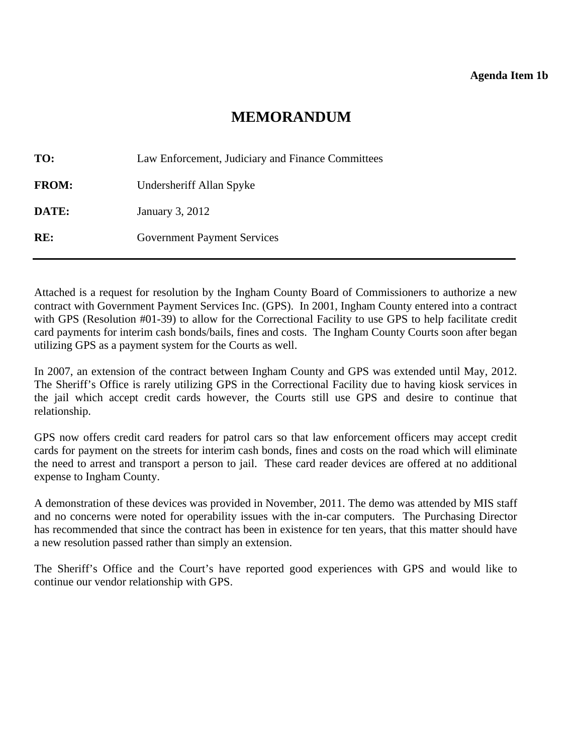**Agenda Item 1b**

# MEMORANDUM

**TO:** Law Enforcement, Judiciary and Finance Committees

**FROM:** Undersheriff Allan Spyke

**DATE:** January 3, 2012

**RE:** Government Payment Services

---

Attached is a request for resolution by the Ingham County Board of Commissioners to authorize a new contract with Government Payment Services Inc. (GPS). In 2001, Ingham County entered into a contract with GPS (Resolution #01-39) to allow for the Correctional Facility to use GPS to help facilitate credit card payments for interim cash bonds/bails, fines and costs. The Ingham County Courts soon after began utilizing GPS as a payment system for the Courts as well.

In 2007, an extension of the contract between Ingham County and GPS was extended until May, 2012. The Sheriff's Office is rarely utilizing GPS in the Correctional Facility due to having kiosk services in the jail which accept credit cards however, the Courts still use GPS and desire to continue that relationship.

GPS now offers credit card readers for patrol cars so that law enforcement officers may accept credit cards for payment on the streets for interim cash bonds, fines and costs on the road which will eliminate the need to arrest and transport a person to jail. These card reader devices are offered at no additional expense to Ingham County.

A demonstration of these devices was provided in November, 2011. The demo was attended by MIS staff and no concerns were noted for operability issues with the in-car computers. The Purchasing Director has recommended that since the contract has been in existence for ten years, that this matter should have a new resolution passed rather than simply an extension.

The Sheriff's Office and the Court's have reported good experiences with GPS and would like to continue our vendor relationship with GPS.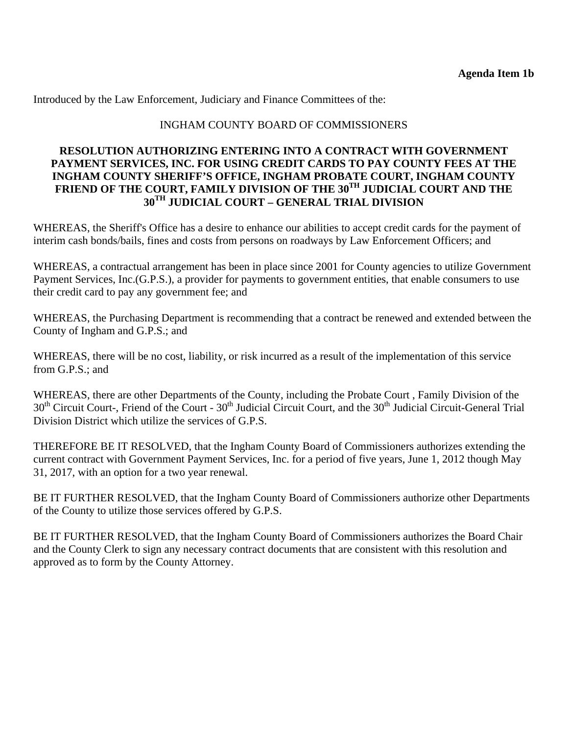**Agenda Item 1b**

Introduced by the Law Enforcement, Judiciary and Finance Committees of the:

INGHAM COUNTY BOARD OF COMMISSIONERS

**RESOLUTION AUTHORIZING ENTERING INTO A CONTRACT WITH GOVERNMENT PAYMENT SERVICES, INC. FOR USING CREDIT CARDS TO PAY COUNTY FEES AT THE INGHAM COUNTY SHERIFF'S OFFICE, INGHAM PROBATE COURT, INGHAM COUNTY FRIEND OF THE COURT, FAMILY DIVISION OF THE 30TH JUDICIAL COURT AND THE 30TH JUDICIAL COURT – GENERAL TRIAL DIVISION**

WHEREAS, the Sheriff's Office has a desire to enhance our abilities to accept credit cards for the payment of interim cash bonds/bails, fines and costs from persons on roadways by Law Enforcement Officers; and

WHEREAS, a contractual arrangement has been in place since 2001 for County agencies to utilize Government Payment Services, Inc.(G.P.S.), a provider for payments to government entities, that enable consumers to use their credit card to pay any government fee; and

WHEREAS, the Purchasing Department is recommending that a contract be renewed and extended between the County of Ingham and G.P.S.; and

WHEREAS, there will be no cost, liability, or risk incurred as a result of the implementation of this service from G.P.S.; and

WHEREAS, there are other Departments of the County, including the Probate Court , Family Division of the 30th Circuit Court-, Friend of the Court - 30th Judicial Circuit Court, and the 30th Judicial Circuit-General Trial Division District which utilize the services of G.P.S.

THEREFORE BE IT RESOLVED, that the Ingham County Board of Commissioners authorizes extending the current contract with Government Payment Services, Inc. for a period of five years, June 1, 2012 though May 31, 2017, with an option for a two year renewal.

BE IT FURTHER RESOLVED, that the Ingham County Board of Commissioners authorize other Departments of the County to utilize those services offered by G.P.S.

BE IT FURTHER RESOLVED, that the Ingham County Board of Commissioners authorizes the Board Chair and the County Clerk to sign any necessary contract documents that are consistent with this resolution and approved as to form by the County Attorney.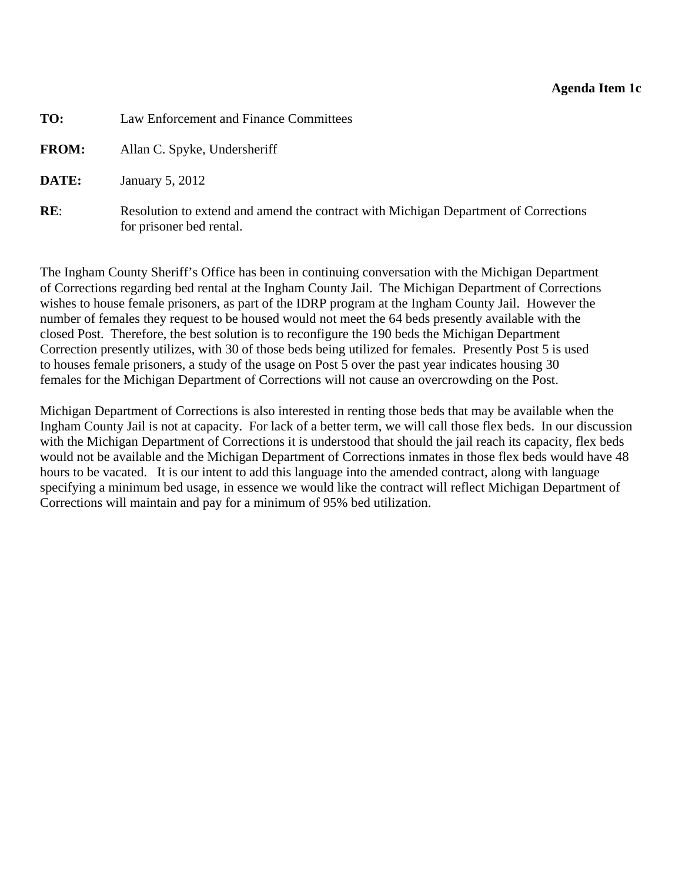**Agenda Item 1c**

**TO:** Law Enforcement and Finance Committees

**FROM:** Allan C. Spyke, Undersheriff

**DATE:** January 5, 2012

**RE**: Resolution to extend and amend the contract with Michigan Department of Corrections for prisoner bed rental.

The Ingham County Sheriff's Office has been in continuing conversation with the Michigan Department of Corrections regarding bed rental at the Ingham County Jail. The Michigan Department of Corrections wishes to house female prisoners, as part of the IDRP program at the Ingham County Jail. However the number of females they request to be housed would not meet the 64 beds presently available with the closed Post. Therefore, the best solution is to reconfigure the 190 beds the Michigan Department Correction presently utilizes, with 30 of those beds being utilized for females. Presently Post 5 is used to houses female prisoners, a study of the usage on Post 5 over the past year indicates housing 30 females for the Michigan Department of Corrections will not cause an overcrowding on the Post.

Michigan Department of Corrections is also interested in renting those beds that may be available when the Ingham County Jail is not at capacity. For lack of a better term, we will call those flex beds. In our discussion with the Michigan Department of Corrections it is understood that should the jail reach its capacity, flex beds would not be available and the Michigan Department of Corrections inmates in those flex beds would have 48 hours to be vacated. It is our intent to add this language into the amended contract, along with language specifying a minimum bed usage, in essence we would like the contract will reflect Michigan Department of Corrections will maintain and pay for a minimum of 95% bed utilization.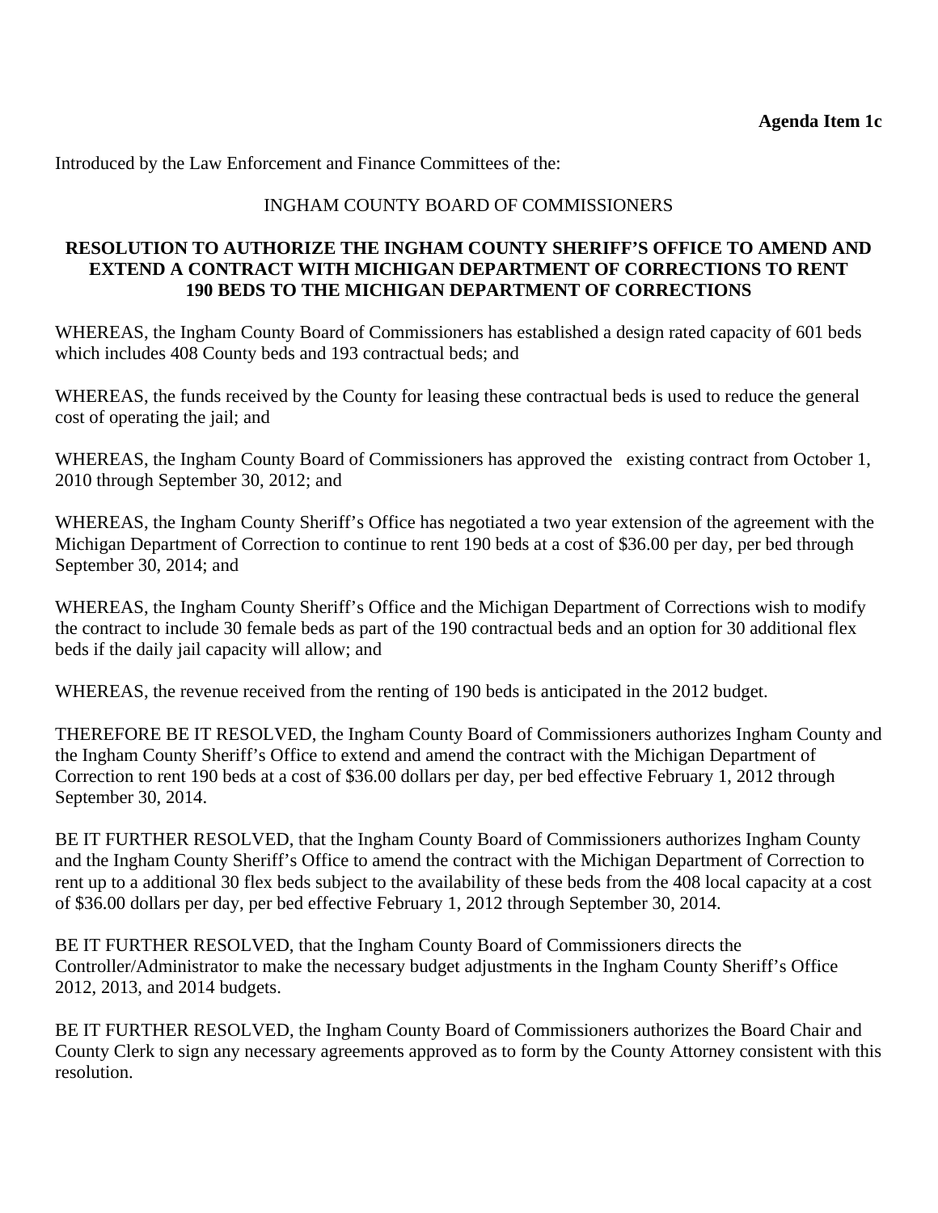**Agenda Item 1c**

Introduced by the Law Enforcement and Finance Committees of the:

INGHAM COUNTY BOARD OF COMMISSIONERS

**RESOLUTION TO AUTHORIZE THE INGHAM COUNTY SHERIFF'S OFFICE TO AMEND AND EXTEND A CONTRACT WITH MICHIGAN DEPARTMENT OF CORRECTIONS TO RENT 190 BEDS TO THE MICHIGAN DEPARTMENT OF CORRECTIONS**

WHEREAS, the Ingham County Board of Commissioners has established a design rated capacity of 601 beds which includes 408 County beds and 193 contractual beds; and

WHEREAS, the funds received by the County for leasing these contractual beds is used to reduce the general cost of operating the jail; and

WHEREAS, the Ingham County Board of Commissioners has approved the existing contract from October 1, 2010 through September 30, 2012; and

WHEREAS, the Ingham County Sheriff's Office has negotiated a two year extension of the agreement with the Michigan Department of Correction to continue to rent 190 beds at a cost of $36.00 per day, per bed through September 30, 2014; and

WHEREAS, the Ingham County Sheriff's Office and the Michigan Department of Corrections wish to modify the contract to include 30 female beds as part of the 190 contractual beds and an option for 30 additional flex beds if the daily jail capacity will allow; and

WHEREAS, the revenue received from the renting of 190 beds is anticipated in the 2012 budget.

THEREFORE BE IT RESOLVED, the Ingham County Board of Commissioners authorizes Ingham County and the Ingham County Sheriff's Office to extend and amend the contract with the Michigan Department of Correction to rent 190 beds at a cost of $36.00 dollars per day, per bed effective February 1, 2012 through September 30, 2014.

BE IT FURTHER RESOLVED, that the Ingham County Board of Commissioners authorizes Ingham County and the Ingham County Sheriff's Office to amend the contract with the Michigan Department of Correction to rent up to a additional 30 flex beds subject to the availability of these beds from the 408 local capacity at a cost of $36.00 dollars per day, per bed effective February 1, 2012 through September 30, 2014.

BE IT FURTHER RESOLVED, that the Ingham County Board of Commissioners directs the Controller/Administrator to make the necessary budget adjustments in the Ingham County Sheriff's Office 2012, 2013, and 2014 budgets.

BE IT FURTHER RESOLVED, the Ingham County Board of Commissioners authorizes the Board Chair and County Clerk to sign any necessary agreements approved as to form by the County Attorney consistent with this resolution.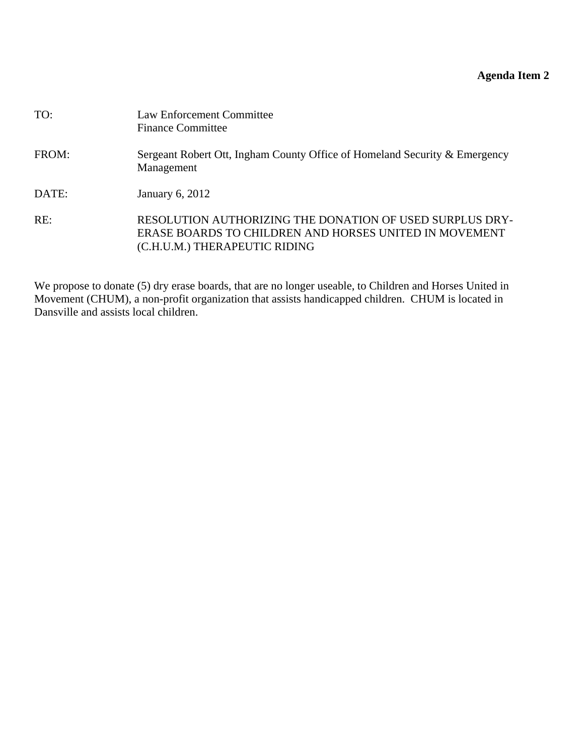**Agenda Item 2**

TO: Law Enforcement Committee
Finance Committee

FROM: Sergeant Robert Ott, Ingham County Office of Homeland Security & Emergency Management

DATE: January 6, 2012

RE: RESOLUTION AUTHORIZING THE DONATION OF USED SURPLUS DRY-ERASE BOARDS TO CHILDREN AND HORSES UNITED IN MOVEMENT (C.H.U.M.) THERAPEUTIC RIDING

We propose to donate (5) dry erase boards, that are no longer useable, to Children and Horses United in Movement (CHUM), a non-profit organization that assists handicapped children. CHUM is located in Dansville and assists local children.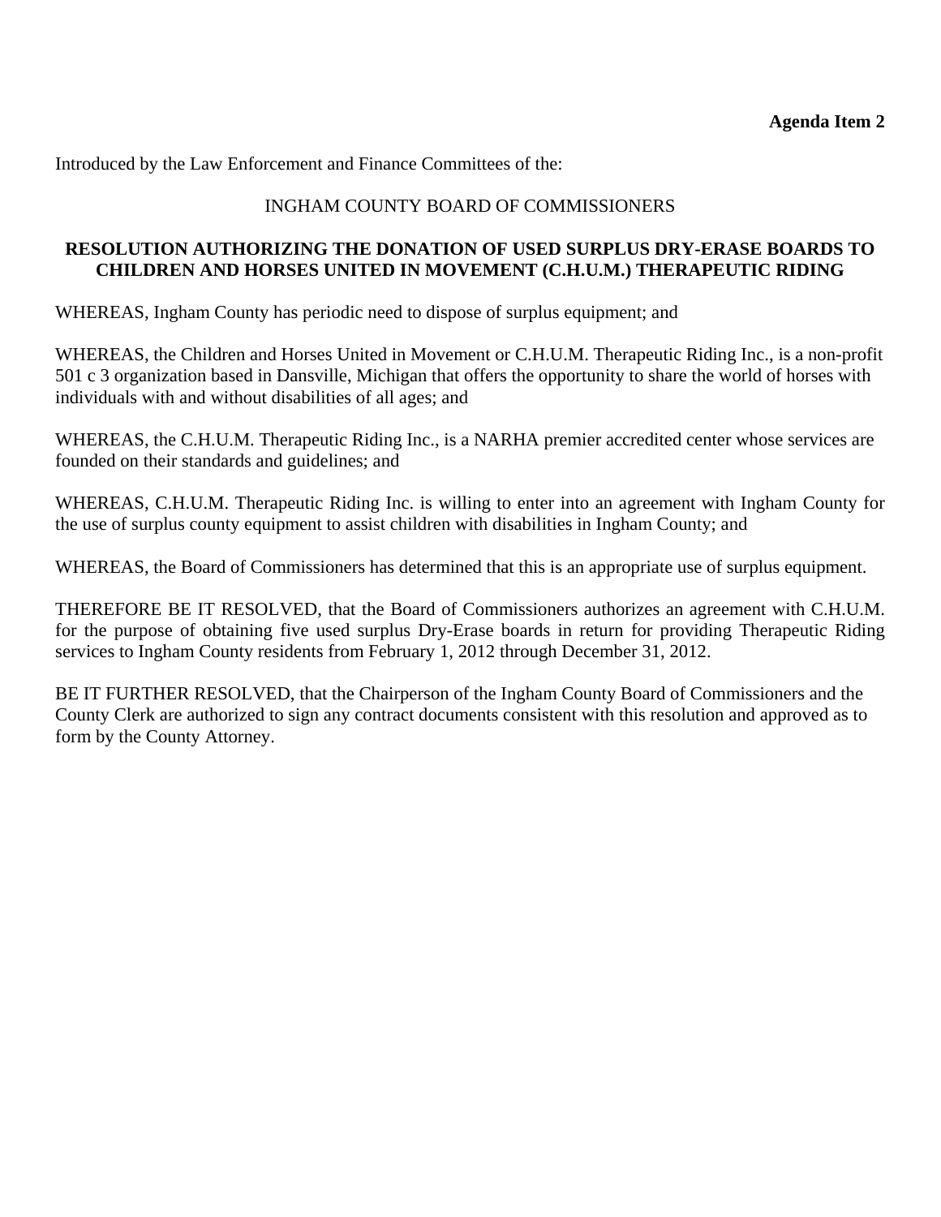**Agenda Item 2**

Introduced by the Law Enforcement and Finance Committees of the:

INGHAM COUNTY BOARD OF COMMISSIONERS

**RESOLUTION AUTHORIZING THE DONATION OF USED SURPLUS DRY-ERASE BOARDS TO CHILDREN AND HORSES UNITED IN MOVEMENT (C.H.U.M.) THERAPEUTIC RIDING**

WHEREAS, Ingham County has periodic need to dispose of surplus equipment; and

WHEREAS, the Children and Horses United in Movement or C.H.U.M. Therapeutic Riding Inc., is a non-profit 501 c 3 organization based in Dansville, Michigan that offers the opportunity to share the world of horses with individuals with and without disabilities of all ages; and

WHEREAS, the C.H.U.M. Therapeutic Riding Inc., is a NARHA premier accredited center whose services are founded on their standards and guidelines; and

WHEREAS, C.H.U.M. Therapeutic Riding Inc. is willing to enter into an agreement with Ingham County for the use of surplus county equipment to assist children with disabilities in Ingham County; and

WHEREAS, the Board of Commissioners has determined that this is an appropriate use of surplus equipment.

THEREFORE BE IT RESOLVED, that the Board of Commissioners authorizes an agreement with C.H.U.M. for the purpose of obtaining five used surplus Dry-Erase boards in return for providing Therapeutic Riding services to Ingham County residents from February 1, 2012 through December 31, 2012.

BE IT FURTHER RESOLVED, that the Chairperson of the Ingham County Board of Commissioners and the County Clerk are authorized to sign any contract documents consistent with this resolution and approved as to form by the County Attorney.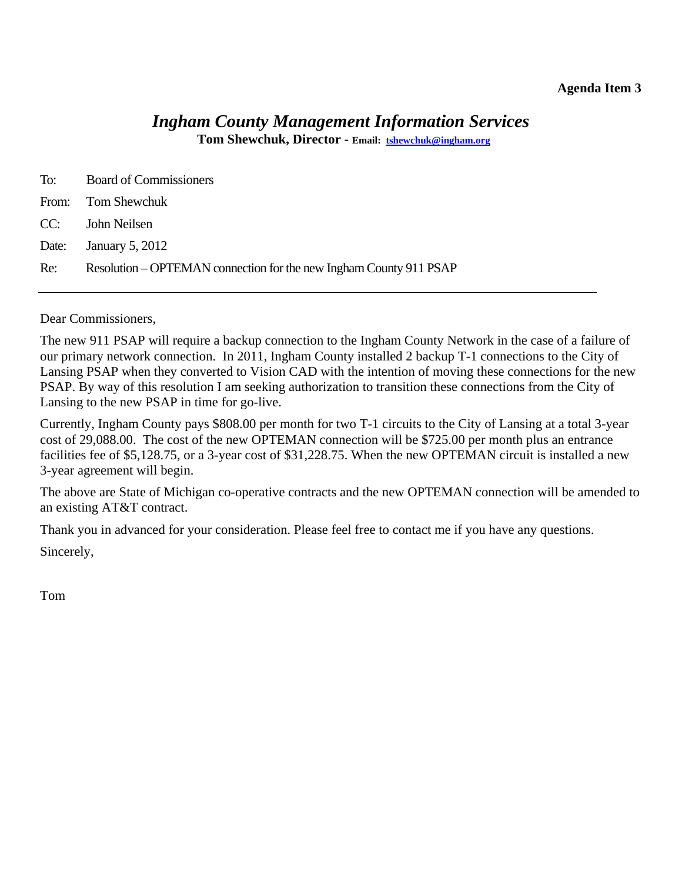**Agenda Item 3**

# *Ingham County Management Information Services*

**Tom Shewchuk, Director - Email: tshewchuk@ingham.org**

To: Board of Commissioners

From: Tom Shewchuk

CC: John Neilsen

Date: January 5, 2012

Re: Resolution – OPTEMAN connection for the new Ingham County 911 PSAP

---

Dear Commissioners,

The new 911 PSAP will require a backup connection to the Ingham County Network in the case of a failure of our primary network connection. In 2011, Ingham County installed 2 backup T-1 connections to the City of Lansing PSAP when they converted to Vision CAD with the intention of moving these connections for the new PSAP. By way of this resolution I am seeking authorization to transition these connections from the City of Lansing to the new PSAP in time for go-live.

Currently, Ingham County pays $808.00 per month for two T-1 circuits to the City of Lansing at a total 3-year cost of 29,088.00. The cost of the new OPTEMAN connection will be $725.00 per month plus an entrance facilities fee of $5,128.75, or a 3-year cost of $31,228.75. When the new OPTEMAN circuit is installed a new 3-year agreement will begin.

The above are State of Michigan co-operative contracts and the new OPTEMAN connection will be amended to an existing AT&T contract.

Thank you in advanced for your consideration. Please feel free to contact me if you have any questions.

Sincerely,

Tom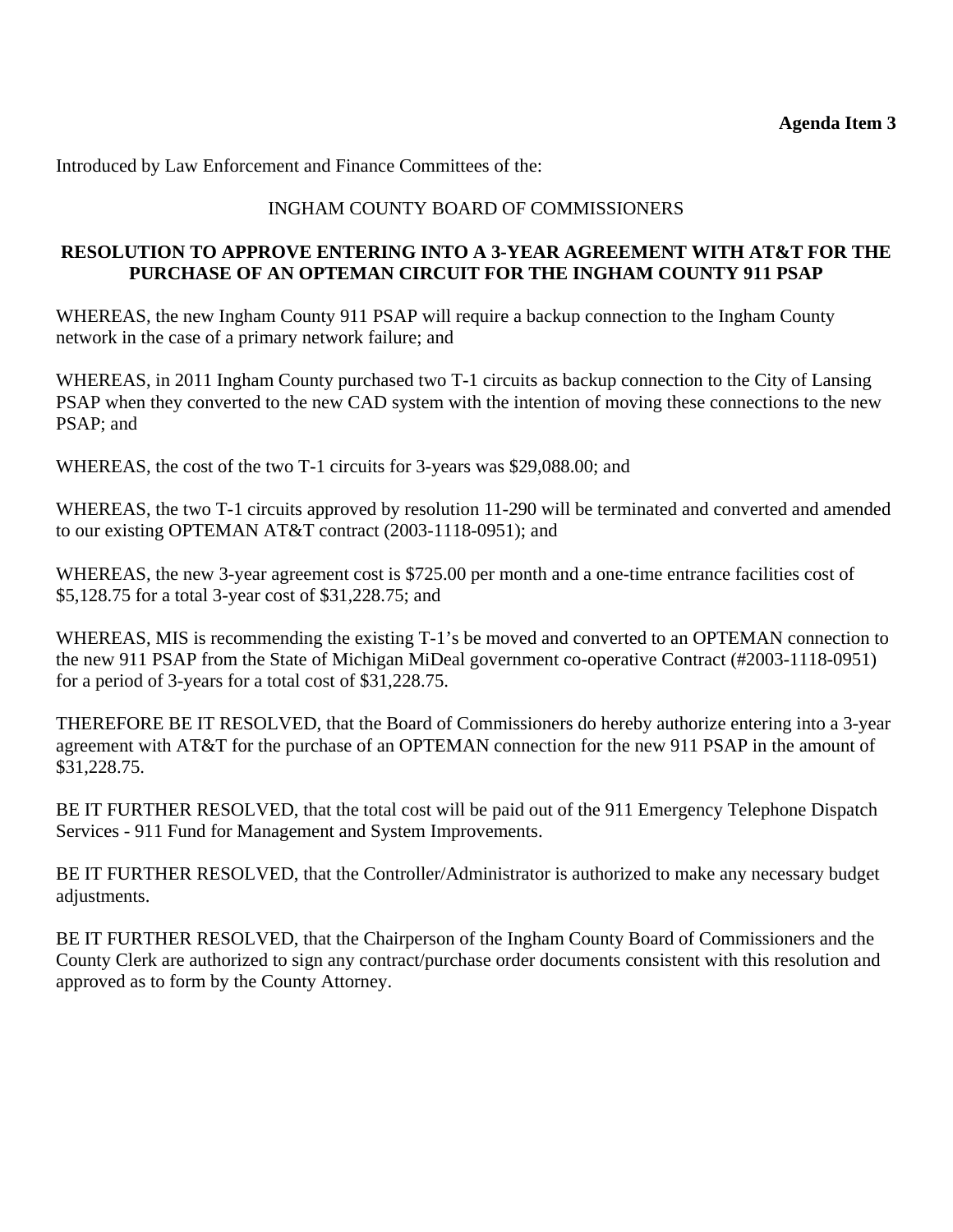**Agenda Item 3**

Introduced by Law Enforcement and Finance Committees of the:

INGHAM COUNTY BOARD OF COMMISSIONERS

**RESOLUTION TO APPROVE ENTERING INTO A 3-YEAR AGREEMENT WITH AT&T FOR THE PURCHASE OF AN OPTEMAN CIRCUIT FOR THE INGHAM COUNTY 911 PSAP**

WHEREAS, the new Ingham County 911 PSAP will require a backup connection to the Ingham County network in the case of a primary network failure; and

WHEREAS, in 2011 Ingham County purchased two T-1 circuits as backup connection to the City of Lansing PSAP when they converted to the new CAD system with the intention of moving these connections to the new PSAP; and

WHEREAS, the cost of the two T-1 circuits for 3-years was $29,088.00; and

WHEREAS, the two T-1 circuits approved by resolution 11-290 will be terminated and converted and amended to our existing OPTEMAN AT&T contract (2003-1118-0951); and

WHEREAS, the new 3-year agreement cost is $725.00 per month and a one-time entrance facilities cost of $5,128.75 for a total 3-year cost of $31,228.75; and

WHEREAS, MIS is recommending the existing T-1's be moved and converted to an OPTEMAN connection to the new 911 PSAP from the State of Michigan MiDeal government co-operative Contract (#2003-1118-0951) for a period of 3-years for a total cost of $31,228.75.

THEREFORE BE IT RESOLVED, that the Board of Commissioners do hereby authorize entering into a 3-year agreement with AT&T for the purchase of an OPTEMAN connection for the new 911 PSAP in the amount of $31,228.75.

BE IT FURTHER RESOLVED, that the total cost will be paid out of the 911 Emergency Telephone Dispatch Services - 911 Fund for Management and System Improvements.

BE IT FURTHER RESOLVED, that the Controller/Administrator is authorized to make any necessary budget adjustments.

BE IT FURTHER RESOLVED, that the Chairperson of the Ingham County Board of Commissioners and the County Clerk are authorized to sign any contract/purchase order documents consistent with this resolution and approved as to form by the County Attorney.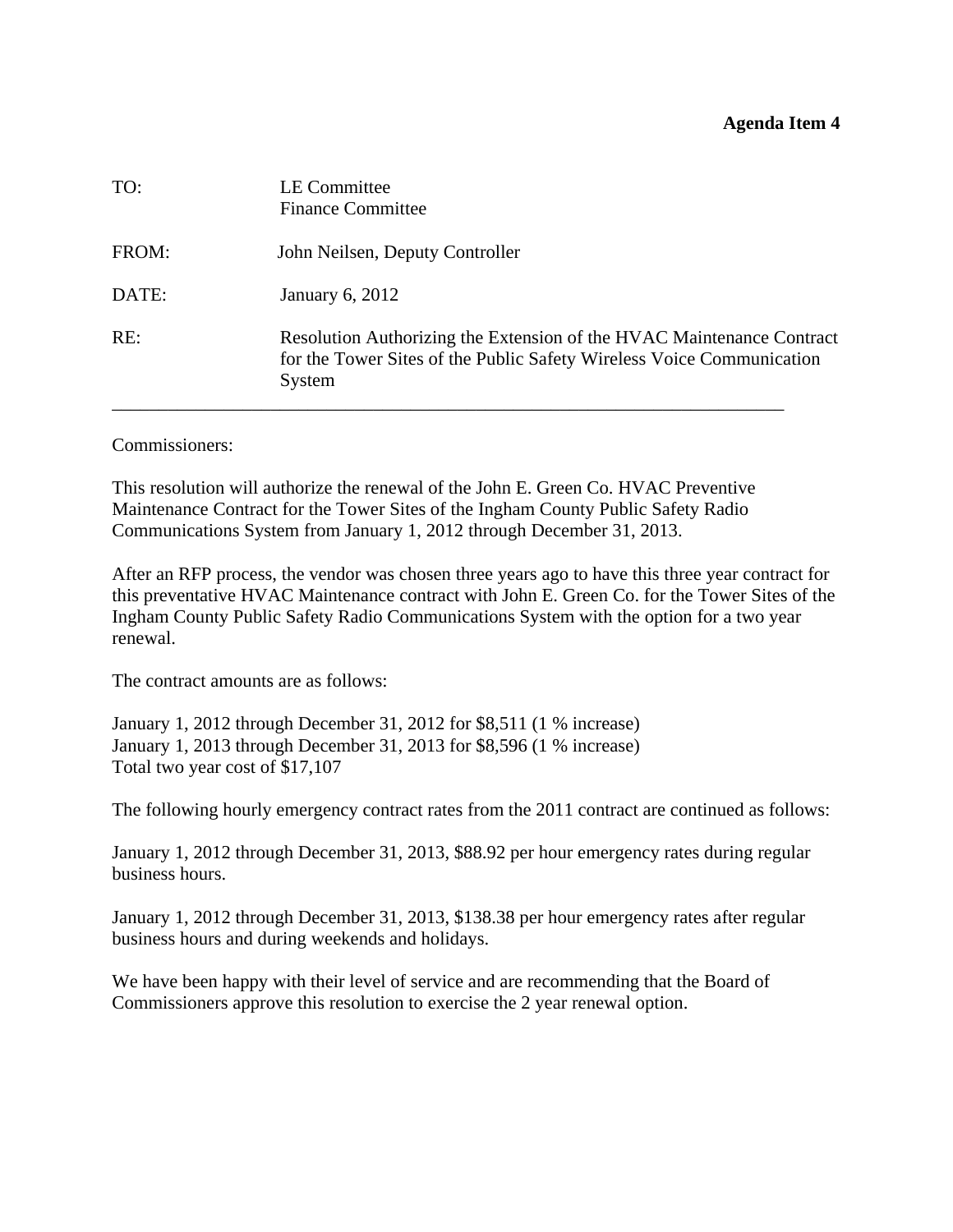**Agenda Item 4**

| | |
|---|---|
| TO: | LE Committee<br>Finance Committee |
| FROM: | John Neilsen, Deputy Controller |
| DATE: | January 6, 2012 |
| RE: | Resolution Authorizing the Extension of the HVAC Maintenance Contract for the Tower Sites of the Public Safety Wireless Voice Communication System |

---

Commissioners:

This resolution will authorize the renewal of the John E. Green Co. HVAC Preventive Maintenance Contract for the Tower Sites of the Ingham County Public Safety Radio Communications System from January 1, 2012 through December 31, 2013.

After an RFP process, the vendor was chosen three years ago to have this three year contract for this preventative HVAC Maintenance contract with John E. Green Co. for the Tower Sites of the Ingham County Public Safety Radio Communications System with the option for a two year renewal.

The contract amounts are as follows:

January 1, 2012 through December 31, 2012 for $8,511 (1 % increase)
January 1, 2013 through December 31, 2013 for $8,596 (1 % increase)
Total two year cost of $17,107

The following hourly emergency contract rates from the 2011 contract are continued as follows:

January 1, 2012 through December 31, 2013, $88.92 per hour emergency rates during regular business hours.

January 1, 2012 through December 31, 2013, $138.38 per hour emergency rates after regular business hours and during weekends and holidays.

We have been happy with their level of service and are recommending that the Board of Commissioners approve this resolution to exercise the 2 year renewal option.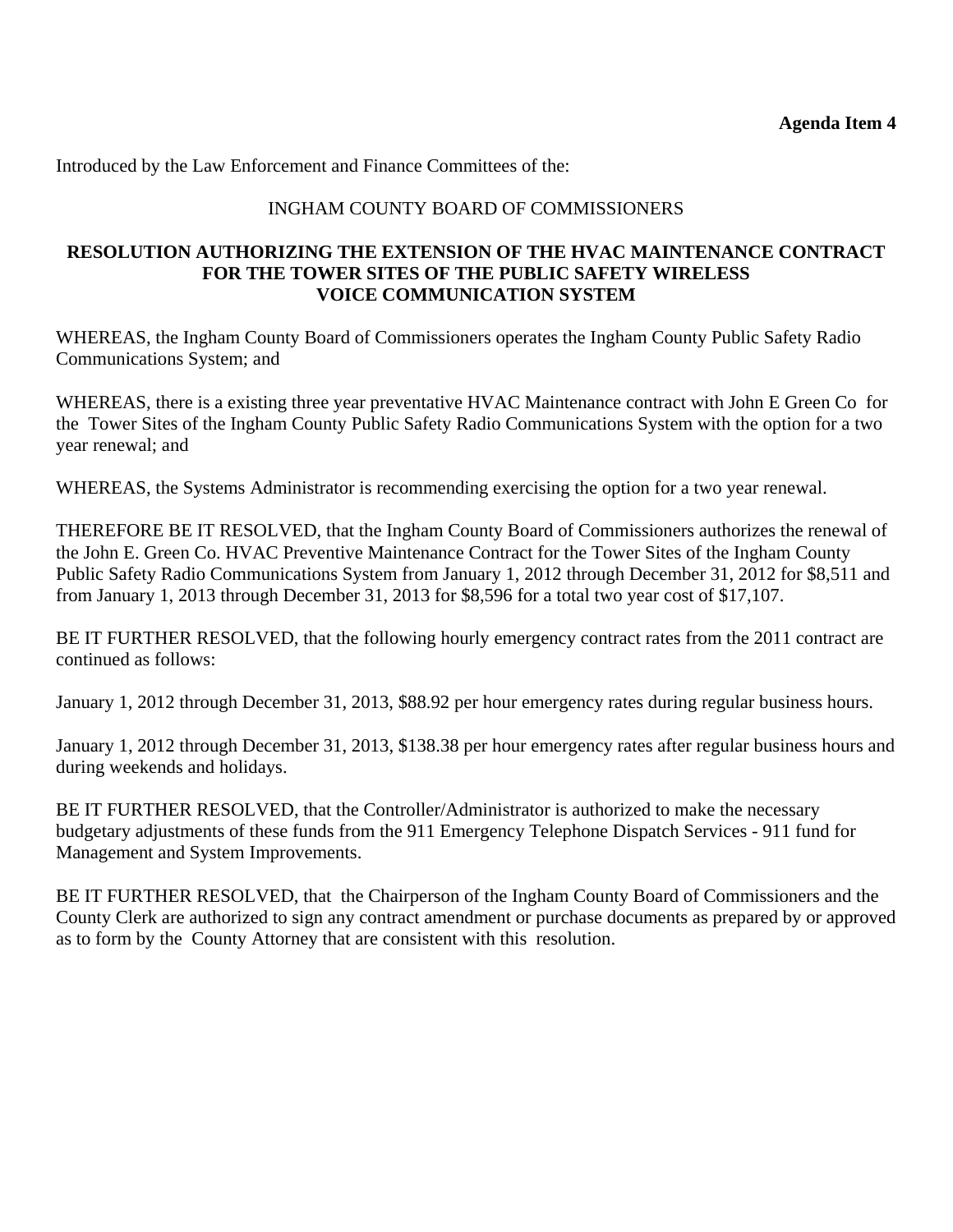**Agenda Item 4**

Introduced by the Law Enforcement and Finance Committees of the:

INGHAM COUNTY BOARD OF COMMISSIONERS

**RESOLUTION AUTHORIZING THE EXTENSION OF THE HVAC MAINTENANCE CONTRACT FOR THE TOWER SITES OF THE PUBLIC SAFETY WIRELESS VOICE COMMUNICATION SYSTEM**

WHEREAS, the Ingham County Board of Commissioners operates the Ingham County Public Safety Radio Communications System; and

WHEREAS, there is a existing three year preventative HVAC Maintenance contract with John E Green Co for the Tower Sites of the Ingham County Public Safety Radio Communications System with the option for a two year renewal; and

WHEREAS, the Systems Administrator is recommending exercising the option for a two year renewal.

THEREFORE BE IT RESOLVED, that the Ingham County Board of Commissioners authorizes the renewal of the John E. Green Co. HVAC Preventive Maintenance Contract for the Tower Sites of the Ingham County Public Safety Radio Communications System from January 1, 2012 through December 31, 2012 for $8,511 and from January 1, 2013 through December 31, 2013 for $8,596 for a total two year cost of $17,107.

BE IT FURTHER RESOLVED, that the following hourly emergency contract rates from the 2011 contract are continued as follows:

January 1, 2012 through December 31, 2013, $88.92 per hour emergency rates during regular business hours.

January 1, 2012 through December 31, 2013, $138.38 per hour emergency rates after regular business hours and during weekends and holidays.

BE IT FURTHER RESOLVED, that the Controller/Administrator is authorized to make the necessary budgetary adjustments of these funds from the 911 Emergency Telephone Dispatch Services - 911 fund for Management and System Improvements.

BE IT FURTHER RESOLVED, that the Chairperson of the Ingham County Board of Commissioners and the County Clerk are authorized to sign any contract amendment or purchase documents as prepared by or approved as to form by the County Attorney that are consistent with this resolution.